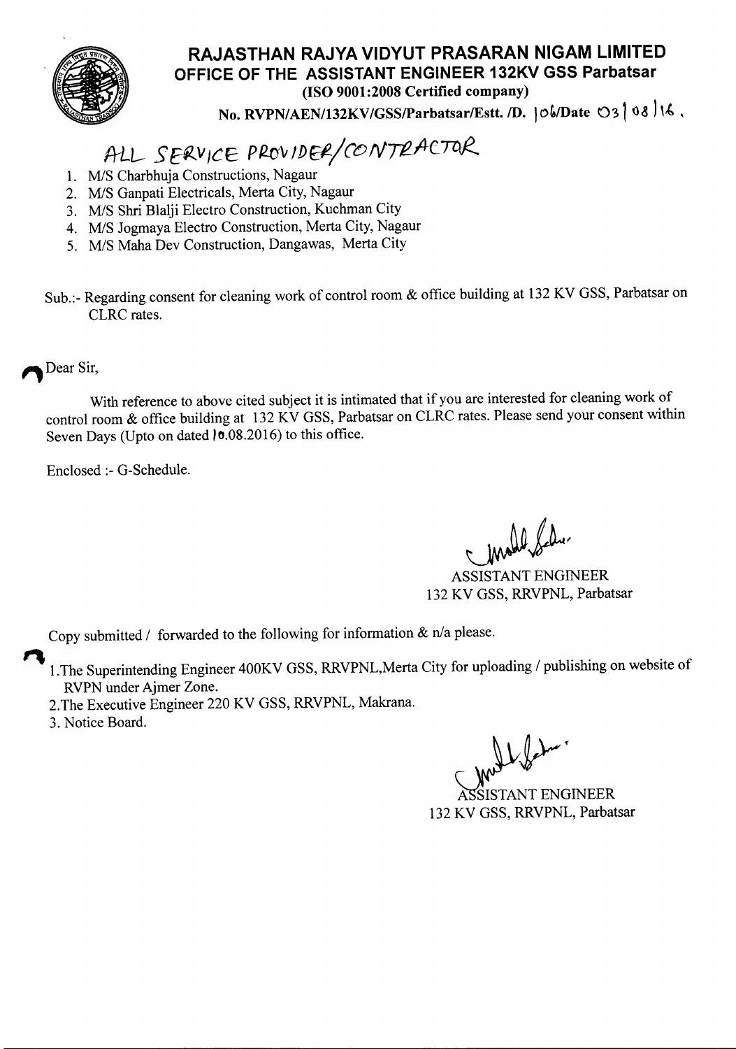# RAJASTHAN RAJYA VIDYUT PRASARAN NIGAM LIMITED

## OFFICE OF THE ASSISTANT ENGINEER 132KV GSS Parbatsar

**(ISO 9001:2008 Certified company)**

**No. RVPN/AEN/132KV/GSS/Parbatsar/Estt. /D.** 106/**Date** 03/08/16.

ALL SERVICE PROVIDER/CONTRACTOR

1. M/S Charbhuja Constructions, Nagaur
2. M/S Ganpati Electricals, Merta City, Nagaur
3. M/S Shri Blalji Electro Construction, Kuchman City
4. M/S Jogmaya Electro Construction, Merta City, Nagaur
5. M/S Maha Dev Construction, Dangawas, Merta City

Sub.:- Regarding consent for cleaning work of control room & office building at 132 KV GSS, Parbatsar on CLRC rates.

Dear Sir,

With reference to above cited subject it is intimated that if you are interested for cleaning work of control room & office building at 132 KV GSS, Parbatsar on CLRC rates. Please send your consent within Seven Days (Upto on dated 10.08.2016) to this office.

Enclosed :- G-Schedule.

ASSISTANT ENGINEER
132 KV GSS, RRVPNL, Parbatsar

Copy submitted / forwarded to the following for information & n/a please.

1. The Superintending Engineer 400KV GSS, RRVPNL,Merta City for uploading / publishing on website of RVPN under Ajmer Zone.
2. The Executive Engineer 220 KV GSS, RRVPNL, Makrana.
3. Notice Board.

ASSISTANT ENGINEER
132 KV GSS, RRVPNL, Parbatsar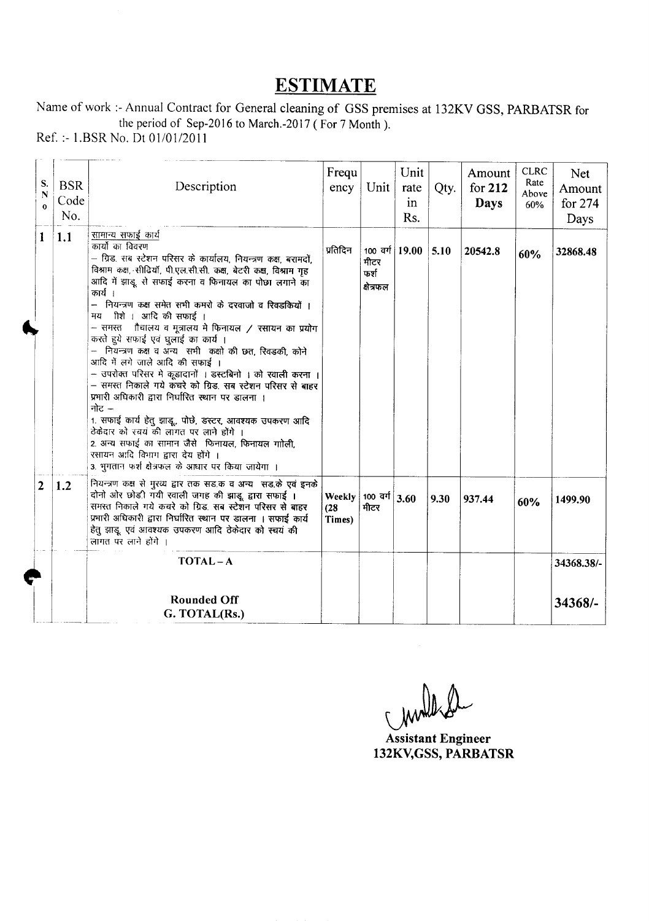# ESTIMATE

Name of work :- Annual Contract for General cleaning of GSS premises at 132KV GSS, PARBATSR for the period of Sep-2016 to March.-2017 ( For 7 Month ).

Ref. :- 1.BSR No. Dt 01/01/2011

| S. No | BSR Code No. | Description | Frequency | Unit | Unit rate in Rs. | Qty. | Amount for **212 Days** | CLRC Rate Above 60% | Net Amount for 274 Days |
|---|---|---|---|---|---|---|---|---|---|
| 1 | 1.1 | सामान्य सफाई कार्य<br>कार्यो का विवरण<br>– ग्रिड. सब स्टेशन परिसर के कार्यालय, नियन्त्रण कक्ष, बरामदों, विश्राम कक्ष, सीढियों, पी.एल.सी.सी. कक्ष, बेटरी कक्ष, विश्राम गृह आदि में झाडू से सफाई करना व फिनायल का पोछा लगाने का कार्य ।<br>– नियन्त्रण कक्ष समेत सभी कमरो के दरवाजो व खिडकियों । मय शीशे । आदि की सफाई ।<br>– समस्त शौचालय व मूत्रालय मे फिनायल / रसायन का प्रयोग करते हुये सफाई एवं धुलाई का कार्य ।<br>– नियन्त्रण कक्ष व अन्य सभी कक्षो की छत, खिडकी, कोने आदि में लगे जाले आदि की सफाई ।<br>– उपरोक्त परिसर मे कूडादानों । डस्टबिनो । को खाली करना ।<br>– समस्त निकाले गये कचरे को ग्रिड. सब स्टेशन परिसर से बाहर प्रभारी अधिकारी द्वारा निर्धारित स्थान पर डालना ।<br>नोट –<br>1. सफाई कार्य हेतु झाडू, पोछे, डस्टर, आवश्यक उपकरण आदि ठेकेदार को स्वयं की लागत पर लाने होंगे ।<br>2. अन्य सफाई का सामान जैसे फिनायल, फिनायल गोली, रसायन आदि विभाग द्वारा देय होंगे ।<br>3. भुगतान फर्श क्षेत्रफल के आधार पर किया जायेगा । | प्रतिदिन | 100 वर्ग मीटर फर्श क्षेत्रफल | 19.00 | 5.10 | 20542.8 | 60% | 32868.48 |
| 2 | 1.2 | नियन्त्रण कक्ष से मुख्य द्वार तक सड़क व अन्य सड़के एवं इनके दोनो ओर छोडी गयी खाली जगह की झाडू द्वारा सफाई । समस्त निकाले गये कचरे को ग्रिड. सब स्टेशन परिसर से बाहर प्रभारी अधिकारी द्वारा निर्धारित स्थान पर डालना । सफाई कार्य हेतु झाडू एवं आवश्यक उपकरण आदि ठेकेदार को स्वयं की लागत पर लाने होंगे । | Weekly (28 Times) | 100 वर्ग मीटर | 3.60 | 9.30 | 937.44 | 60% | 1499.90 |
| | | **TOTAL – A** | | | | | | | **34368.38/-** |
| | | **Rounded Off G. TOTAL(Rs.)** | | | | | | | **34368/-** |

**Assistant Engineer**
**132KV,GSS, PARBATSR**